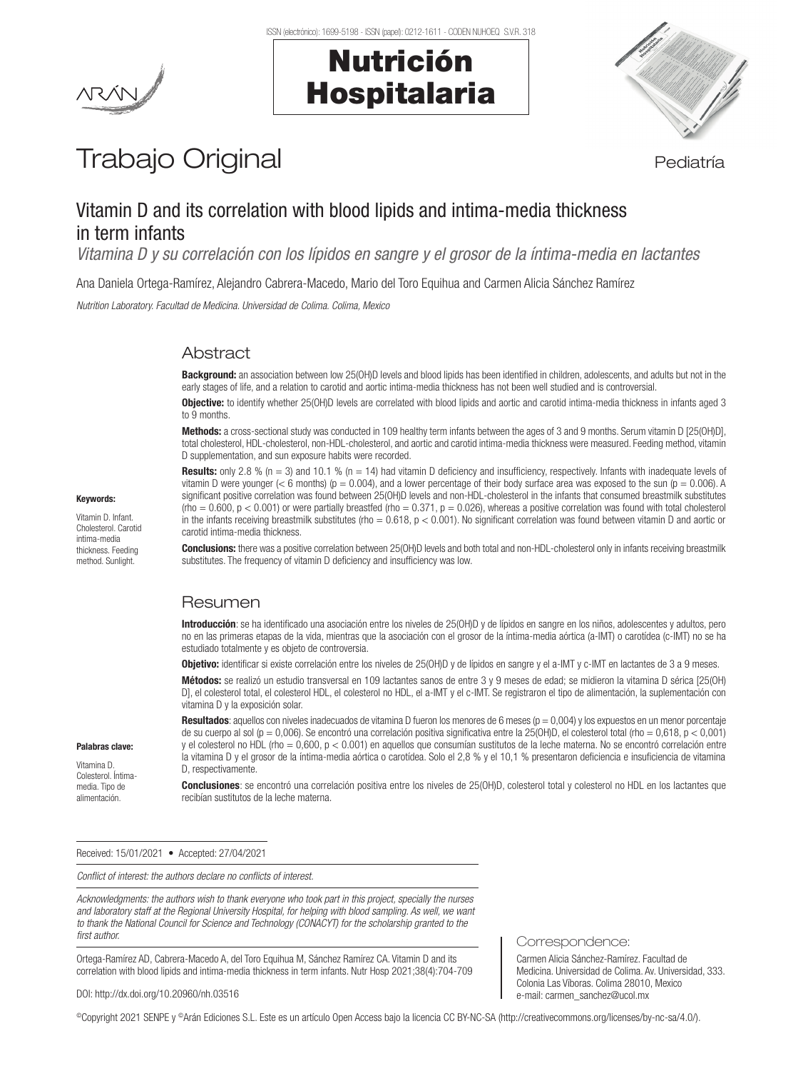# Trabajo Original

Pediatría

## Vitamin D and its correlation with blood lipids and intima-media thickness in term infants

*Vitamina D y su correlación con los lípidos en sangre y el grosor de la íntima-media en lactantes*

Ana Daniela Ortega-Ramírez, Alejandro Cabrera-Macedo, Mario del Toro Equihua and Carmen Alicia Sánchez Ramírez

*Nutrition Laboratory. Facultad de Medicina. Universidad de Colima. Colima, Mexico*

### Abstract

**Background:** an association between low 25(OH)D levels and blood lipids has been identified in children, adolescents, and adults but not in the early stages of life, and a relation to carotid and aortic intima-media thickness has not been well studied and is controversial.

**Objective:** to identify whether 25(OH)D levels are correlated with blood lipids and aortic and carotid intima-media thickness in infants aged 3 to 9 months.

**Methods:** a cross-sectional study was conducted in 109 healthy term infants between the ages of 3 and 9 months. Serum vitamin D [25(OH)D], total cholesterol, HDL-cholesterol, non-HDL-cholesterol, and aortic and carotid intima-media thickness were measured. Feeding method, vitamin D supplementation, and sun exposure habits were recorded.

**Results:** only 2.8 % (n = 3) and 10.1 % (n = 14) had vitamin D deficiency and insufficiency, respectively. Infants with inadequate levels of vitamin D were younger (< 6 months) ($p = 0.004$), and a lower percentage of their body surface area was exposed to the sun ($p = 0.006$). A significant positive correlation was found between 25(OH)D levels and non-HDL-cholesterol in the infants that consumed breastmilk substitutes (rho = 0.600, $p < 0.001$) or were partially breastfed (rho = 0.371, $p = 0.026$), whereas a positive correlation was found with total cholesterol in the infants receiving breastmilk substitutes (rho = 0.618, $p < 0.001$). No significant correlation was found between vitamin D and aortic or carotid intima-media thickness.

**Conclusions:** there was a positive correlation between 25(OH)D levels and both total and non-HDL-cholesterol only in infants receiving breastmilk substitutes. The frequency of vitamin D deficiency and insufficiency was low.

**Keywords:**

Vitamin D. Infant. Cholesterol. Carotid intima-media thickness. Feeding method. Sunlight.

### Resumen

**Introducción**: se ha identificado una asociación entre los niveles de 25(OH)D y de lípidos en sangre en los niños, adolescentes y adultos, pero no en las primeras etapas de la vida, mientras que la asociación con el grosor de la íntima-media aórtica (a-IMT) o carotídea (c-IMT) no se ha estudiado totalmente y es objeto de controversia.

**Objetivo:** identificar si existe correlación entre los niveles de 25(OH)D y de lípidos en sangre y el a-IMT y c-IMT en lactantes de 3 a 9 meses.

**Métodos:** se realizó un estudio transversal en 109 lactantes sanos de entre 3 y 9 meses de edad; se midieron la vitamina D sérica [25(OH)D], el colesterol total, el colesterol HDL, el colesterol no HDL, el a-IMT y el c-IMT. Se registraron el tipo de alimentación, la suplementación con vitamina D y la exposición solar.

**Resultados**: aquellos con niveles inadecuados de vitamina D fueron los menores de 6 meses ($p = 0{,}004$) y los expuestos en un menor porcentaje de su cuerpo al sol ($p = 0{,}006$). Se encontró una correlación positiva significativa entre la 25(OH)D, el colesterol total (rho = 0,618, $p < 0{,}001$) y el colesterol no HDL (rho = 0,600, $p < 0{,}001$) en aquellos que consumían sustitutos de la leche materna. No se encontró correlación entre la vitamina D y el grosor de la íntima-media aórtica o carotídea. Solo el 2,8 % y el 10,1 % presentaron deficiencia e insuficiencia de vitamina D, respectivamente.

**Conclusiones**: se encontró una correlación positiva entre los niveles de 25(OH)D, colesterol total y colesterol no HDL en los lactantes que recibían sustitutos de la leche materna.

**Palabras clave:**

Vitamina D. Colesterol. Íntima-media. Tipo de alimentación.

Received: 15/01/2021 • Accepted: 27/04/2021

*Conflict of interest: the authors declare no conflicts of interest.*

*Acknowledgments: the authors wish to thank everyone who took part in this project, specially the nurses and laboratory staff at the Regional University Hospital, for helping with blood sampling. As well, we want to thank the National Council for Science and Technology (CONACYT) for the scholarship granted to the first author.*

Ortega-Ramírez AD, Cabrera-Macedo A, del Toro Equihua M, Sánchez Ramírez CA. Vitamin D and its correlation with blood lipids and intima-media thickness in term infants. Nutr Hosp 2021;38(4):704-709

DOI: http://dx.doi.org/10.20960/nh.03516

Correspondence:

Carmen Alicia Sánchez-Ramírez. Facultad de Medicina. Universidad de Colima. Av. Universidad, 333. Colonia Las Víboras. Colima 28010, Mexico
e-mail: carmen_sanchez@ucol.mx

©Copyright 2021 SENPE y ©Arán Ediciones S.L. Este es un artículo Open Access bajo la licencia CC BY-NC-SA (http://creativecommons.org/licenses/by-nc-sa/4.0/).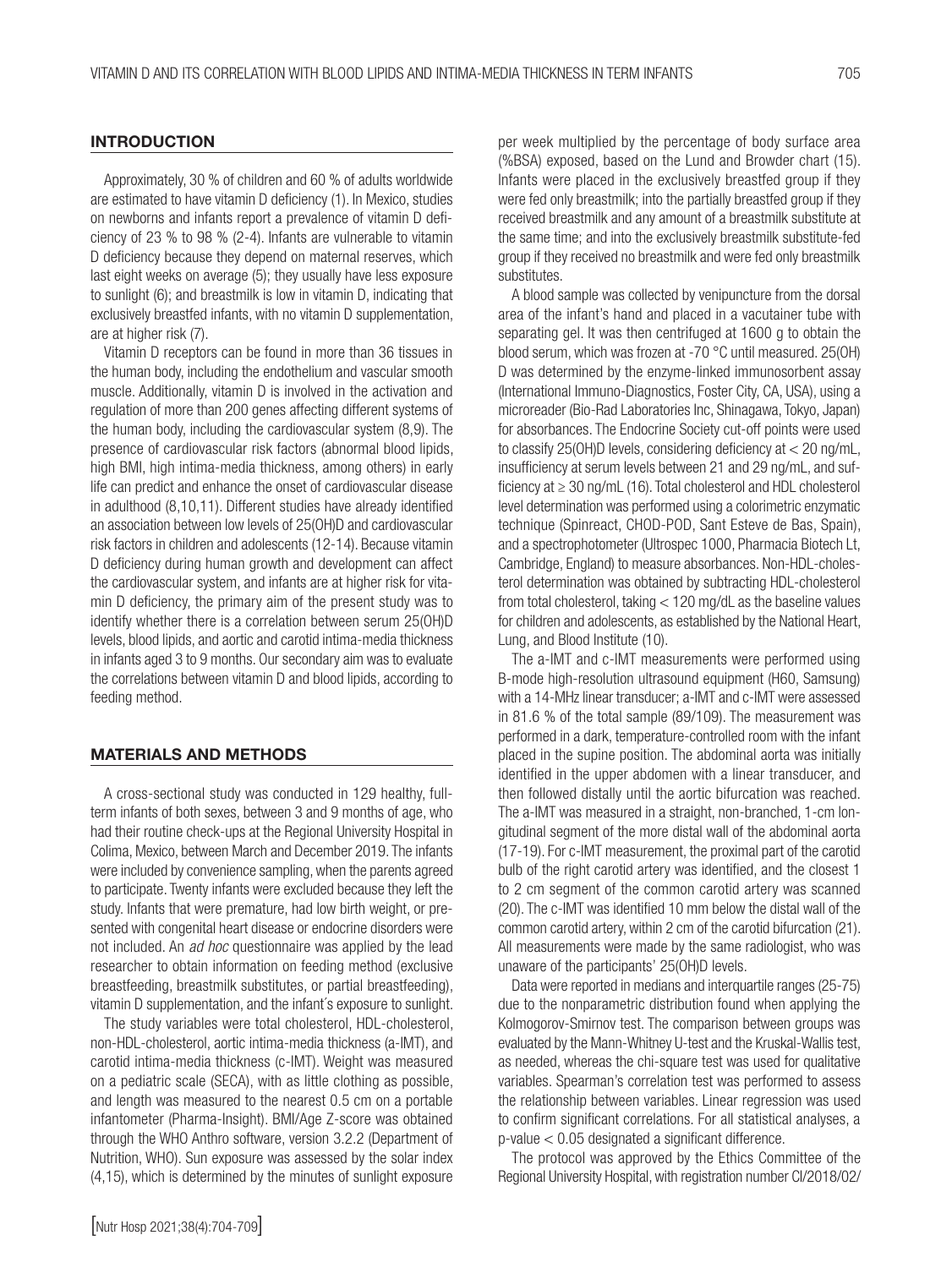## INTRODUCTION

Approximately, 30 % of children and 60 % of adults worldwide are estimated to have vitamin D deficiency (1). In Mexico, studies on newborns and infants report a prevalence of vitamin D deficiency of 23 % to 98 % (2-4). Infants are vulnerable to vitamin D deficiency because they depend on maternal reserves, which last eight weeks on average (5); they usually have less exposure to sunlight (6); and breastmilk is low in vitamin D, indicating that exclusively breastfed infants, with no vitamin D supplementation, are at higher risk (7).

Vitamin D receptors can be found in more than 36 tissues in the human body, including the endothelium and vascular smooth muscle. Additionally, vitamin D is involved in the activation and regulation of more than 200 genes affecting different systems of the human body, including the cardiovascular system (8,9). The presence of cardiovascular risk factors (abnormal blood lipids, high BMI, high intima-media thickness, among others) in early life can predict and enhance the onset of cardiovascular disease in adulthood (8,10,11). Different studies have already identified an association between low levels of 25(OH)D and cardiovascular risk factors in children and adolescents (12-14). Because vitamin D deficiency during human growth and development can affect the cardiovascular system, and infants are at higher risk for vitamin D deficiency, the primary aim of the present study was to identify whether there is a correlation between serum 25(OH)D levels, blood lipids, and aortic and carotid intima-media thickness in infants aged 3 to 9 months. Our secondary aim was to evaluate the correlations between vitamin D and blood lipids, according to feeding method.

## MATERIALS AND METHODS

A cross-sectional study was conducted in 129 healthy, full-term infants of both sexes, between 3 and 9 months of age, who had their routine check-ups at the Regional University Hospital in Colima, Mexico, between March and December 2019. The infants were included by convenience sampling, when the parents agreed to participate. Twenty infants were excluded because they left the study. Infants that were premature, had low birth weight, or presented with congenital heart disease or endocrine disorders were not included. An *ad hoc* questionnaire was applied by the lead researcher to obtain information on feeding method (exclusive breastfeeding, breastmilk substitutes, or partial breastfeeding), vitamin D supplementation, and the infant´s exposure to sunlight.

The study variables were total cholesterol, HDL-cholesterol, non-HDL-cholesterol, aortic intima-media thickness (a-IMT), and carotid intima-media thickness (c-IMT). Weight was measured on a pediatric scale (SECA), with as little clothing as possible, and length was measured to the nearest 0.5 cm on a portable infantometer (Pharma-Insight). BMI/Age Z-score was obtained through the WHO Anthro software, version 3.2.2 (Department of Nutrition, WHO). Sun exposure was assessed by the solar index (4,15), which is determined by the minutes of sunlight exposure per week multiplied by the percentage of body surface area (%BSA) exposed, based on the Lund and Browder chart (15). Infants were placed in the exclusively breastfed group if they were fed only breastmilk; into the partially breastfed group if they received breastmilk and any amount of a breastmilk substitute at the same time; and into the exclusively breastmilk substitute-fed group if they received no breastmilk and were fed only breastmilk substitutes.

A blood sample was collected by venipuncture from the dorsal area of the infant's hand and placed in a vacutainer tube with separating gel. It was then centrifuged at 1600 g to obtain the blood serum, which was frozen at -70 °C until measured. 25(OH)D was determined by the enzyme-linked immunosorbent assay (International Immuno-Diagnostics, Foster City, CA, USA), using a microreader (Bio-Rad Laboratories Inc, Shinagawa, Tokyo, Japan) for absorbances. The Endocrine Society cut-off points were used to classify 25(OH)D levels, considering deficiency at < 20 ng/mL, insufficiency at serum levels between 21 and 29 ng/mL, and sufficiency at ≥ 30 ng/mL (16). Total cholesterol and HDL cholesterol level determination was performed using a colorimetric enzymatic technique (Spinreact, CHOD-POD, Sant Esteve de Bas, Spain), and a spectrophotometer (Ultrospec 1000, Pharmacia Biotech Lt, Cambridge, England) to measure absorbances. Non-HDL-cholesterol determination was obtained by subtracting HDL-cholesterol from total cholesterol, taking < 120 mg/dL as the baseline values for children and adolescents, as established by the National Heart, Lung, and Blood Institute (10).

The a-IMT and c-IMT measurements were performed using B-mode high-resolution ultrasound equipment (H60, Samsung) with a 14-MHz linear transducer; a-IMT and c-IMT were assessed in 81.6 % of the total sample (89/109). The measurement was performed in a dark, temperature-controlled room with the infant placed in the supine position. The abdominal aorta was initially identified in the upper abdomen with a linear transducer, and then followed distally until the aortic bifurcation was reached. The a-IMT was measured in a straight, non-branched, 1-cm longitudinal segment of the more distal wall of the abdominal aorta (17-19). For c-IMT measurement, the proximal part of the carotid bulb of the right carotid artery was identified, and the closest 1 to 2 cm segment of the common carotid artery was scanned (20). The c-IMT was identified 10 mm below the distal wall of the common carotid artery, within 2 cm of the carotid bifurcation (21). All measurements were made by the same radiologist, who was unaware of the participants' 25(OH)D levels.

Data were reported in medians and interquartile ranges (25-75) due to the nonparametric distribution found when applying the Kolmogorov-Smirnov test. The comparison between groups was evaluated by the Mann-Whitney U-test and the Kruskal-Wallis test, as needed, whereas the chi-square test was used for qualitative variables. Spearman's correlation test was performed to assess the relationship between variables. Linear regression was used to confirm significant correlations. For all statistical analyses, a p-value $< 0.05$ designated a significant difference.

The protocol was approved by the Ethics Committee of the Regional University Hospital, with registration number CI/2018/02/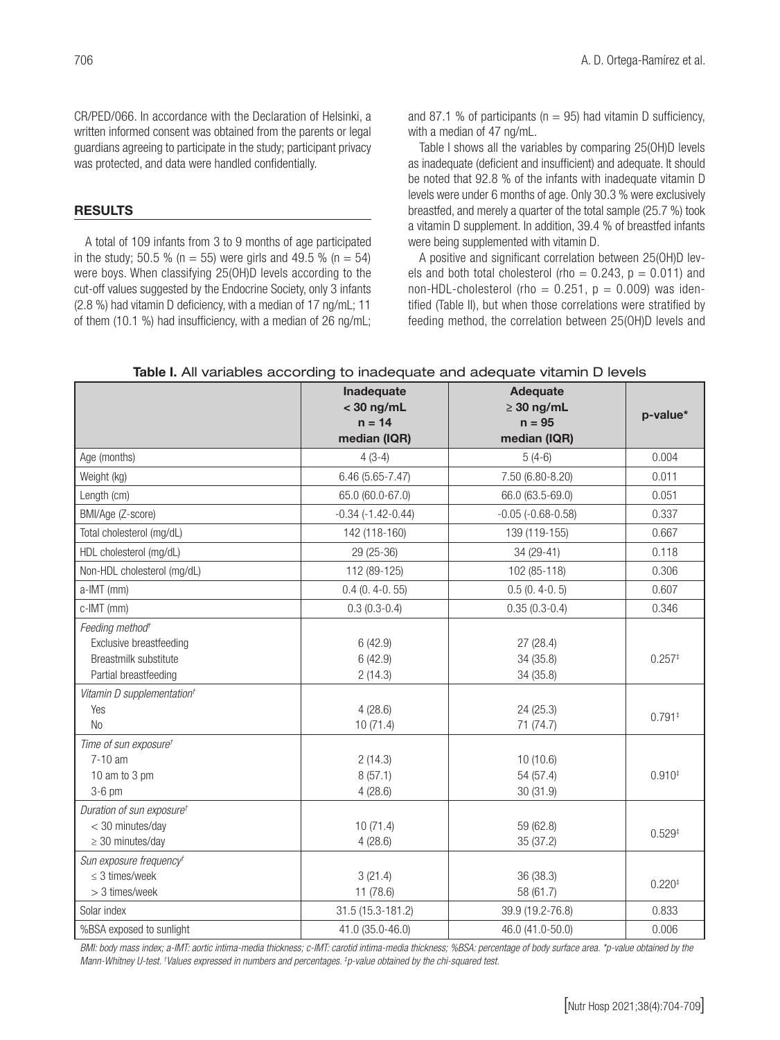CR/PED/066. In accordance with the Declaration of Helsinki, a written informed consent was obtained from the parents or legal guardians agreeing to participate in the study; participant privacy was protected, and data were handled confidentially.

## RESULTS

A total of 109 infants from 3 to 9 months of age participated in the study; 50.5 % (n = 55) were girls and 49.5 % (n = 54) were boys. When classifying 25(OH)D levels according to the cut-off values suggested by the Endocrine Society, only 3 infants (2.8 %) had vitamin D deficiency, with a median of 17 ng/mL; 11 of them (10.1 %) had insufficiency, with a median of 26 ng/mL; and 87.1 % of participants (n = 95) had vitamin D sufficiency, with a median of 47 ng/mL.

Table I shows all the variables by comparing 25(OH)D levels as inadequate (deficient and insufficient) and adequate. It should be noted that 92.8 % of the infants with inadequate vitamin D levels were under 6 months of age. Only 30.3 % were exclusively breastfed, and merely a quarter of the total sample (25.7 %) took a vitamin D supplement. In addition, 39.4 % of breastfed infants were being supplemented with vitamin D.

A positive and significant correlation between 25(OH)D levels and both total cholesterol (rho = 0.243, p = 0.011) and non-HDL-cholesterol (rho = 0.251, p = 0.009) was identified (Table II), but when those correlations were stratified by feeding method, the correlation between 25(OH)D levels and

**Table I.** All variables according to inadequate and adequate vitamin D levels

| | Inadequate < 30 ng/mL n = 14 median (IQR) | Adequate ≥ 30 ng/mL n = 95 median (IQR) | p-value* |
|---|---|---|---|
| Age (months) | 4 (3-4) | 5 (4-6) | 0.004 |
| Weight (kg) | 6.46 (5.65-7.47) | 7.50 (6.80-8.20) | 0.011 |
| Length (cm) | 65.0 (60.0-67.0) | 66.0 (63.5-69.0) | 0.051 |
| BMI/Age (Z-score) | -0.34 (-1.42-0.44) | -0.05 (-0.68-0.58) | 0.337 |
| Total cholesterol (mg/dL) | 142 (118-160) | 139 (119-155) | 0.667 |
| HDL cholesterol (mg/dL) | 29 (25-36) | 34 (29-41) | 0.118 |
| Non-HDL cholesterol (mg/dL) | 112 (89-125) | 102 (85-118) | 0.306 |
| a-IMT (mm) | 0.4 (0. 4-0. 55) | 0.5 (0. 4-0. 5) | 0.607 |
| c-IMT (mm) | 0.3 (0.3-0.4) | 0.35 (0.3-0.4) | 0.346 |
| *Feeding method*[†] | | | |
| Exclusive breastfeeding | 6 (42.9) | 27 (28.4) | 0.257[‡] |
| Breastmilk substitute | 6 (42.9) | 34 (35.8) | |
| Partial breastfeeding | 2 (14.3) | 34 (35.8) | |
| *Vitamin D supplementation*[†] | | | |
| Yes | 4 (28.6) | 24 (25.3) | 0.791[‡] |
| No | 10 (71.4) | 71 (74.7) | |
| *Time of sun exposure*[†] | | | |
| 7-10 am | 2 (14.3) | 10 (10.6) | 0.910[‡] |
| 10 am to 3 pm | 8 (57.1) | 54 (57.4) | |
| 3-6 pm | 4 (28.6) | 30 (31.9) | |
| *Duration of sun exposure*[†] | | | |
| < 30 minutes/day | 10 (71.4) | 59 (62.8) | 0.529[‡] |
| ≥ 30 minutes/day | 4 (28.6) | 35 (37.2) | |
| *Sun exposure frequency*[†] | | | |
| ≤ 3 times/week | 3 (21.4) | 36 (38.3) | 0.220[‡] |
| > 3 times/week | 11 (78.6) | 58 (61.7) | |
| Solar index | 31.5 (15.3-181.2) | 39.9 (19.2-76.8) | 0.833 |
| %BSA exposed to sunlight | 41.0 (35.0-46.0) | 46.0 (41.0-50.0) | 0.006 |

*BMI: body mass index; a-IMT: aortic intima-media thickness; c-IMT: carotid intima-media thickness; %BSA: percentage of body surface area. \*p-value obtained by the Mann-Whitney U-test. [†]Values expressed in numbers and percentages. [‡]p-value obtained by the chi-squared test.*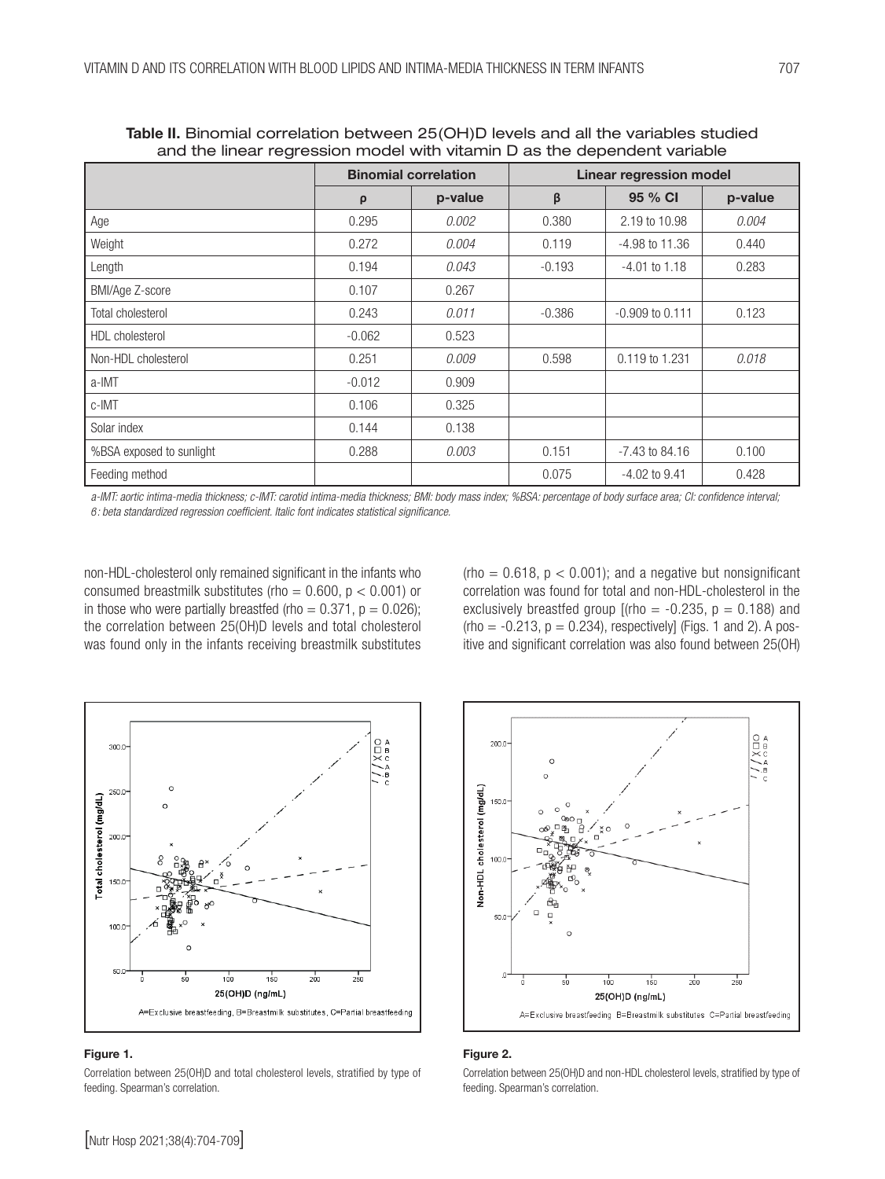**Table II.** Binomial correlation between 25(OH)D levels and all the variables studied and the linear regression model with vitamin D as the dependent variable

| | Binomial correlation | | Linear regression model | | |
|---|---|---|---|---|---|
| | ρ | p-value | β | 95 % CI | p-value |
| Age | 0.295 | *0.002* | 0.380 | 2.19 to 10.98 | *0.004* |
| Weight | 0.272 | *0.004* | 0.119 | -4.98 to 11.36 | 0.440 |
| Length | 0.194 | *0.043* | -0.193 | -4.01 to 1.18 | 0.283 |
| BMI/Age Z-score | 0.107 | 0.267 | | | |
| Total cholesterol | 0.243 | *0.011* | -0.386 | -0.909 to 0.111 | 0.123 |
| HDL cholesterol | -0.062 | 0.523 | | | |
| Non-HDL cholesterol | 0.251 | *0.009* | 0.598 | 0.119 to 1.231 | *0.018* |
| a-IMT | -0.012 | 0.909 | | | |
| c-IMT | 0.106 | 0.325 | | | |
| Solar index | 0.144 | 0.138 | | | |
| %BSA exposed to sunlight | 0.288 | *0.003* | 0.151 | -7.43 to 84.16 | 0.100 |
| Feeding method | | | 0.075 | -4.02 to 9.41 | 0.428 |

*a-IMT: aortic intima-media thickness; c-IMT: carotid intima-media thickness; BMI: body mass index; %BSA: percentage of body surface area; CI: confidence interval; β: beta standardized regression coefficient. Italic font indicates statistical significance.*

non-HDL-cholesterol only remained significant in the infants who consumed breastmilk substitutes (rho = 0.600, $p < 0.001$) or in those who were partially breastfed (rho = 0.371, $p = 0.026$); the correlation between 25(OH)D levels and total cholesterol was found only in the infants receiving breastmilk substitutes (rho = 0.618, $p < 0.001$); and a negative but nonsignificant correlation was found for total and non-HDL-cholesterol in the exclusively breastfed group [(rho = -0.235, $p = 0.188$) and (rho = -0.213, $p = 0.234$), respectively] (Figs. 1 and 2). A positive and significant correlation was also found between 25(OH)

**Figure 1.**

Correlation between 25(OH)D and total cholesterol levels, stratified by type of feeding. Spearman's correlation.

**Figure 2.**

Correlation between 25(OH)D and non-HDL cholesterol levels, stratified by type of feeding. Spearman's correlation.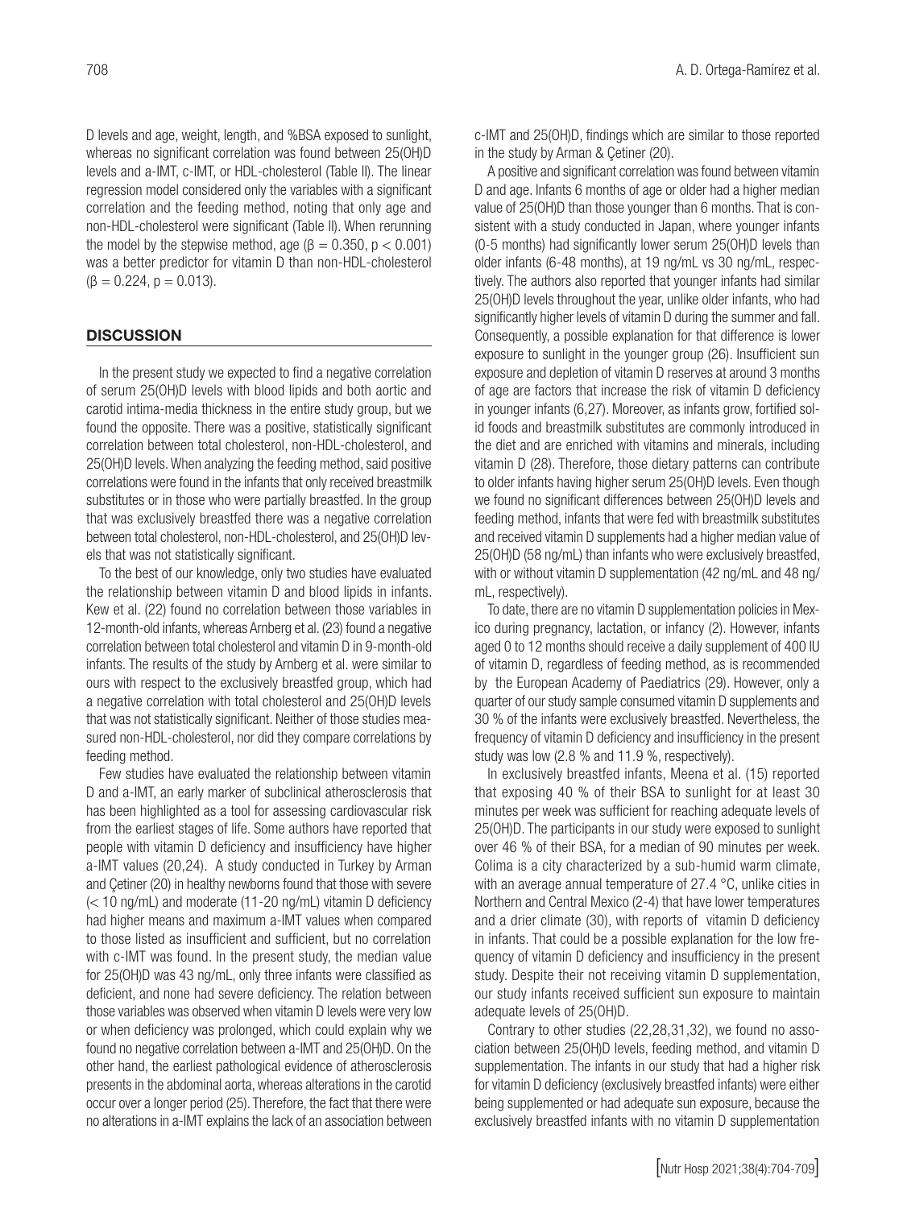D levels and age, weight, length, and %BSA exposed to sunlight, whereas no significant correlation was found between 25(OH)D levels and a-IMT, c-IMT, or HDL-cholesterol (Table II). The linear regression model considered only the variables with a significant correlation and the feeding method, noting that only age and non-HDL-cholesterol were significant (Table II). When rerunning the model by the stepwise method, age ($\beta = 0.350$, $p < 0.001$) was a better predictor for vitamin D than non-HDL-cholesterol ($\beta = 0.224$, $p = 0.013$).

## DISCUSSION

In the present study we expected to find a negative correlation of serum 25(OH)D levels with blood lipids and both aortic and carotid intima-media thickness in the entire study group, but we found the opposite. There was a positive, statistically significant correlation between total cholesterol, non-HDL-cholesterol, and 25(OH)D levels. When analyzing the feeding method, said positive correlations were found in the infants that only received breastmilk substitutes or in those who were partially breastfed. In the group that was exclusively breastfed there was a negative correlation between total cholesterol, non-HDL-cholesterol, and 25(OH)D levels that was not statistically significant.

To the best of our knowledge, only two studies have evaluated the relationship between vitamin D and blood lipids in infants. Kew et al. (22) found no correlation between those variables in 12-month-old infants, whereas Arnberg et al. (23) found a negative correlation between total cholesterol and vitamin D in 9-month-old infants. The results of the study by Arnberg et al. were similar to ours with respect to the exclusively breastfed group, which had a negative correlation with total cholesterol and 25(OH)D levels that was not statistically significant. Neither of those studies measured non-HDL-cholesterol, nor did they compare correlations by feeding method.

Few studies have evaluated the relationship between vitamin D and a-IMT, an early marker of subclinical atherosclerosis that has been highlighted as a tool for assessing cardiovascular risk from the earliest stages of life. Some authors have reported that people with vitamin D deficiency and insufficiency have higher a-IMT values (20,24). A study conducted in Turkey by Arman and Çetiner (20) in healthy newborns found that those with severe (< 10 ng/mL) and moderate (11-20 ng/mL) vitamin D deficiency had higher means and maximum a-IMT values when compared to those listed as insufficient and sufficient, but no correlation with c-IMT was found. In the present study, the median value for 25(OH)D was 43 ng/mL, only three infants were classified as deficient, and none had severe deficiency. The relation between those variables was observed when vitamin D levels were very low or when deficiency was prolonged, which could explain why we found no negative correlation between a-IMT and 25(OH)D. On the other hand, the earliest pathological evidence of atherosclerosis presents in the abdominal aorta, whereas alterations in the carotid occur over a longer period (25). Therefore, the fact that there were no alterations in a-IMT explains the lack of an association between c-IMT and 25(OH)D, findings which are similar to those reported in the study by Arman & Çetiner (20).

A positive and significant correlation was found between vitamin D and age. Infants 6 months of age or older had a higher median value of 25(OH)D than those younger than 6 months. That is consistent with a study conducted in Japan, where younger infants (0-5 months) had significantly lower serum 25(OH)D levels than older infants (6-48 months), at 19 ng/mL vs 30 ng/mL, respectively. The authors also reported that younger infants had similar 25(OH)D levels throughout the year, unlike older infants, who had significantly higher levels of vitamin D during the summer and fall. Consequently, a possible explanation for that difference is lower exposure to sunlight in the younger group (26). Insufficient sun exposure and depletion of vitamin D reserves at around 3 months of age are factors that increase the risk of vitamin D deficiency in younger infants (6,27). Moreover, as infants grow, fortified solid foods and breastmilk substitutes are commonly introduced in the diet and are enriched with vitamins and minerals, including vitamin D (28). Therefore, those dietary patterns can contribute to older infants having higher serum 25(OH)D levels. Even though we found no significant differences between 25(OH)D levels and feeding method, infants that were fed with breastmilk substitutes and received vitamin D supplements had a higher median value of 25(OH)D (58 ng/mL) than infants who were exclusively breastfed, with or without vitamin D supplementation (42 ng/mL and 48 ng/mL, respectively).

To date, there are no vitamin D supplementation policies in Mexico during pregnancy, lactation, or infancy (2). However, infants aged 0 to 12 months should receive a daily supplement of 400 IU of vitamin D, regardless of feeding method, as is recommended by the European Academy of Paediatrics (29). However, only a quarter of our study sample consumed vitamin D supplements and 30 % of the infants were exclusively breastfed. Nevertheless, the frequency of vitamin D deficiency and insufficiency in the present study was low (2.8 % and 11.9 %, respectively).

In exclusively breastfed infants, Meena et al. (15) reported that exposing 40 % of their BSA to sunlight for at least 30 minutes per week was sufficient for reaching adequate levels of 25(OH)D. The participants in our study were exposed to sunlight over 46 % of their BSA, for a median of 90 minutes per week. Colima is a city characterized by a sub-humid warm climate, with an average annual temperature of 27.4 °C, unlike cities in Northern and Central Mexico (2-4) that have lower temperatures and a drier climate (30), with reports of vitamin D deficiency in infants. That could be a possible explanation for the low frequency of vitamin D deficiency and insufficiency in the present study. Despite their not receiving vitamin D supplementation, our study infants received sufficient sun exposure to maintain adequate levels of 25(OH)D.

Contrary to other studies (22,28,31,32), we found no association between 25(OH)D levels, feeding method, and vitamin D supplementation. The infants in our study that had a higher risk for vitamin D deficiency (exclusively breastfed infants) were either being supplemented or had adequate sun exposure, because the exclusively breastfed infants with no vitamin D supplementation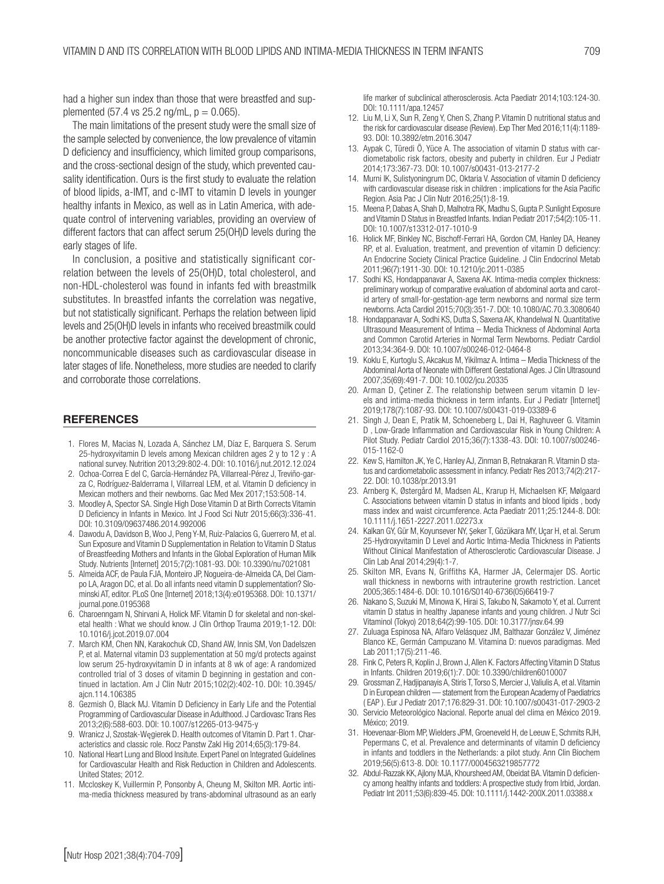had a higher sun index than those that were breastfed and supplemented (57.4 vs 25.2 ng/mL, $p = 0.065$).

The main limitations of the present study were the small size of the sample selected by convenience, the low prevalence of vitamin D deficiency and insufficiency, which limited group comparisons, and the cross-sectional design of the study, which prevented causality identification. Ours is the first study to evaluate the relation of blood lipids, a-IMT, and c-IMT to vitamin D levels in younger healthy infants in Mexico, as well as in Latin America, with adequate control of intervening variables, providing an overview of different factors that can affect serum 25(OH)D levels during the early stages of life.

In conclusion, a positive and statistically significant correlation between the levels of 25(OH)D, total cholesterol, and non-HDL-cholesterol was found in infants fed with breastmilk substitutes. In breastfed infants the correlation was negative, but not statistically significant. Perhaps the relation between lipid levels and 25(OH)D levels in infants who received breastmilk could be another protective factor against the development of chronic, noncommunicable diseases such as cardiovascular disease in later stages of life. Nonetheless, more studies are needed to clarify and corroborate those correlations.

## REFERENCES

1. Flores M, Macias N, Lozada A, Sánchez LM, Díaz E, Barquera S. Serum 25-hydroxyvitamin D levels among Mexican children ages 2 y to 12 y : A national survey. Nutrition 2013;29:802-4. DOI: 10.1016/j.nut.2012.12.024
2. Ochoa-Correa E del C, García-Hernández PA, Villarreal-Pérez J, Treviño-garza C, Rodríguez-Balderrama I, Villarreal LEM, et al. Vitamin D deficiency in Mexican mothers and their newborns. Gac Med Mex 2017;153:508-14.
3. Moodley A, Spector SA. Single High Dose Vitamin D at Birth Corrects Vitamin D Deficiency in Infants in Mexico. Int J Food Sci Nutr 2015;66(3):336-41. DOI: 10.3109/09637486.2014.992006
4. Dawodu A, Davidson B, Woo J, Peng Y-M, Ruiz-Palacios G, Guerrero M, et al. Sun Exposure and Vitamin D Supplementation in Relation to Vitamin D Status of Breastfeeding Mothers and Infants in the Global Exploration of Human Milk Study. Nutrients [Internet] 2015;7(2):1081-93. DOI: 10.3390/nu7021081
5. Almeida ACF, de Paula FJA, Monteiro JP, Nogueira-de-Almeida CA, Del Ciampo LA, Aragon DC, et al. Do all infants need vitamin D supplementation? Slominski AT, editor. PLoS One [Internet] 2018;13(4):e0195368. DOI: 10.1371/journal.pone.0195368
6. Charoenngam N, Shirvani A, Holick MF. Vitamin D for skeletal and non-skeletal health : What we should know. J Clin Orthop Trauma 2019;1-12. DOI: 10.1016/j.jcot.2019.07.004
7. March KM, Chen NN, Karakochuk CD, Shand AW, Innis SM, Von Dadelszen P, et al. Maternal vitamin D3 supplementation at 50 mg/d protects against low serum 25-hydroxyvitamin D in infants at 8 wk of age: A randomized controlled trial of 3 doses of vitamin D beginning in gestation and continued in lactation. Am J Clin Nutr 2015;102(2):402-10. DOI: 10.3945/ajcn.114.106385
8. Gezmish O, Black MJ. Vitamin D Deficiency in Early Life and the Potential Programming of Cardiovascular Disease in Adulthood. J Cardiovasc Trans Res 2013;2(6):588-603. DOI: 10.1007/s12265-013-9475-y
9. Wranicz J, Szostak-Węgierek D. Health outcomes of Vitamin D. Part 1. Characteristics and classic role. Rocz Panstw Zakl Hig 2014;65(3):179-84.
10. National Heart Lung and Blood Insitute. Expert Panel on Integrated Guidelines for Cardiovascular Health and Risk Reduction in Children and Adolescents. United States; 2012.
11. Mccloskey K, Vuillermin P, Ponsonby A, Cheung M, Skilton MR. Aortic intima-media thickness measured by trans-abdominal ultrasound as an early life marker of subclinical atherosclerosis. Acta Paediatr 2014;103:124-30. DOI: 10.1111/apa.12457
12. Liu M, Li X, Sun R, Zeng Y, Chen S, Zhang P. Vitamin D nutritional status and the risk for cardiovascular disease (Review). Exp Ther Med 2016;11(4):1189-93. DOI: 10.3892/etm.2016.3047
13. Aypak C, Türedi Ö, Yüce A. The association of vitamin D status with cardiometabolic risk factors, obesity and puberty in children. Eur J Pediatr 2014;173:367-73. DOI: 10.1007/s00431-013-2177-2
14. Murni IK, Sulistyoningrum DC, Oktaria V. Association of vitamin D deficiency with cardiovascular disease risk in children : implications for the Asia Pacific Region. Asia Pac J Clin Nutr 2016;25(1):8-19.
15. Meena P, Dabas A, Shah D, Malhotra RK, Madhu S, Gupta P. Sunlight Exposure and Vitamin D Status in Breastfed Infants. Indian Pediatr 2017;54(2):105-11. DOI: 10.1007/s13312-017-1010-9
16. Holick MF, Binkley NC, Bischoff-Ferrari HA, Gordon CM, Hanley DA, Heaney RP, et al. Evaluation, treatment, and prevention of vitamin D deficiency: An Endocrine Society Clinical Practice Guideline. J Clin Endocrinol Metab 2011;96(7):1911-30. DOI: 10.1210/jc.2011-0385
17. Sodhi KS, Hondappanavar A, Saxena AK. Intima-media complex thickness: preliminary workup of comparative evaluation of abdominal aorta and carotid artery of small-for-gestation-age term newborns and normal size term newborns. Acta Cardiol 2015;70(3):351-7. DOI: 10.1080/AC.70.3.3080640
18. Hondappanavar A, Sodhi KS, Dutta S, Saxena AK, Khandelwal N. Quantitative Ultrasound Measurement of Intima – Media Thickness of Abdominal Aorta and Common Carotid Arteries in Normal Term Newborns. Pediatr Cardiol 2013;34:364-9. DOI: 10.1007/s00246-012-0464-8
19. Koklu E, Kurtoglu S, Akcakus M, Yikilmaz A. Intima – Media Thickness of the Abdominal Aorta of Neonate with Different Gestational Ages. J Clin Ultrasound 2007;35(69):491-7. DOI: 10.1002/jcu.20335
20. Arman D, Çetiner Z. The relationship between serum vitamin D levels and intima-media thickness in term infants. Eur J Pediatr [Internet] 2019;178(7):1087-93. DOI: 10.1007/s00431-019-03389-6
21. Singh J, Dean E, Pratik M, Schoeneberg L, Dai H, Raghuveer G. Vitamin D , Low-Grade Inflammation and Cardiovascular Risk in Young Children: A Pilot Study. Pediatr Cardiol 2015;36(7):1338-43. DOI: 10.1007/s00246-015-1162-0
22. Kew S, Hamilton JK, Ye C, Hanley AJ, Zinman B, Retnakaran R. Vitamin D status and cardiometabolic assessment in infancy. Pediatr Res 2013;74(2):217-22. DOI: 10.1038/pr.2013.91
23. Arnberg K, Østergård M, Madsen AL, Krarup H, Michaelsen KF, Mølgaard C. Associations between vitamin D status in infants and blood lipids , body mass index and waist circumference. Acta Paediatr 2011;25:1244-8. DOI: 10.1111/j.1651-2227.2011.02273.x
24. Kalkan GY, Gür M, Koyunsever NY, Şeker T, Gözükara MY, Uçar H, et al. Serum 25-Hydroxyvitamin D Level and Aortic Intima-Media Thickness in Patients Without Clinical Manifestation of Atherosclerotic Cardiovascular Disease. J Clin Lab Anal 2014;29(4):1-7.
25. Skilton MR, Evans N, Griffiths KA, Harmer JA, Celermajer DS. Aortic wall thickness in newborns with intrauterine growth restriction. Lancet 2005;365:1484-6. DOI: 10.1016/S0140-6736(05)66419-7
26. Nakano S, Suzuki M, Minowa K, Hirai S, Takubo N, Sakamoto Y, et al. Current vitamin D status in healthy Japanese infants and young children. J Nutr Sci Vitaminol (Tokyo) 2018;64(2):99-105. DOI: 10.3177/jnsv.64.99
27. Zuluaga Espinosa NA, Alfaro Velásquez JM, Balthazar González V, Jiménez Blanco KE, Germán Campuzano M. Vitamina D: nuevos paradigmas. Med Lab 2011;17(5):211-46.
28. Fink C, Peters R, Koplin J, Brown J, Allen K. Factors Affecting Vitamin D Status in Infants. Children 2019;6(1):7. DOI: 10.3390/children6010007
29. Grossman Z, Hadjipanayis A, Stiris T, Torso S, Mercier J, Valiulis A, et al. Vitamin D in European children — statement from the European Academy of Paediatrics ( EAP ). Eur J Pediatr 2017;176:829-31. DOI: 10.1007/s00431-017-2903-2
30. Servicio Meteorológico Nacional. Reporte anual del clima en México 2019. México; 2019.
31. Hoevenaar-Blom MP, Wielders JPM, Groeneveld H, de Leeuw E, Schmits RJH, Pepermans C, et al. Prevalence and determinants of vitamin D deficiency in infants and toddlers in the Netherlands: a pilot study. Ann Clin Biochem 2019;56(5):613-8. DOI: 10.1177/0004563219857772
32. Abdul-Razzak KK, Ajlony MJA, Khoursheed AM, Obeidat BA. Vitamin D deficiency among healthy infants and toddlers: A prospective study from Irbid, Jordan. Pediatr Int 2011;53(6):839-45. DOI: 10.1111/j.1442-200X.2011.03388.x